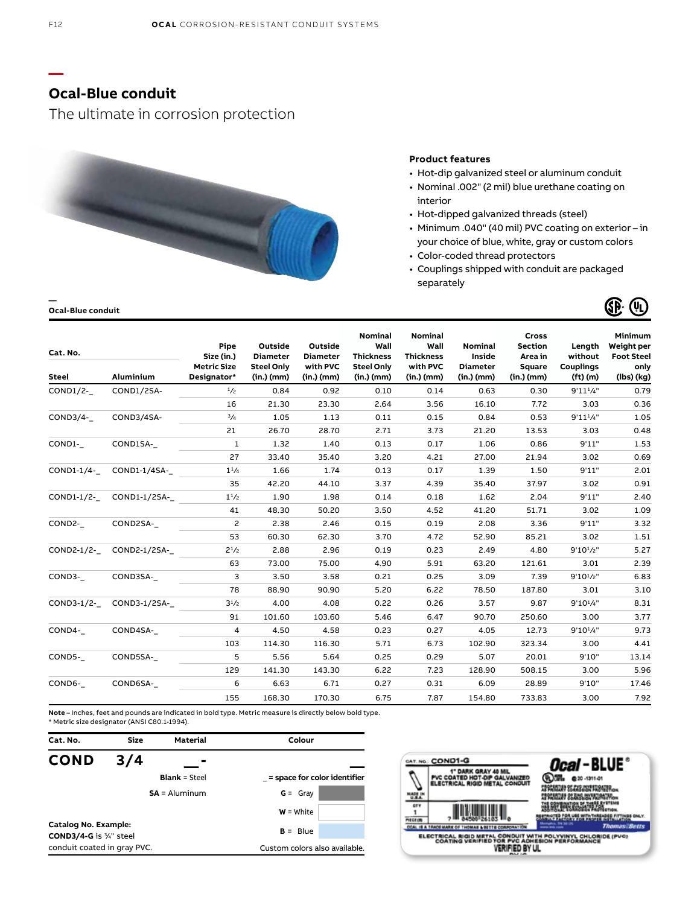## Ocal-Blue conduit

The ultimate in corrosion protection

**Product features**

- Hot-dip galvanized steel or aluminum conduit
- Nominal .002" (2 mil) blue urethane coating on interior
- Hot-dipped galvanized threads (steel)
- Minimum .040" (40 mil) PVC coating on exterior – in your choice of blue, white, gray or custom colors
- Color-coded thread protectors
- Couplings shipped with conduit are packaged separately

**Ocal-Blue conduit**

| Cat. No. Steel | Cat. No. Aluminium | Pipe Size (in.) Metric Size Designator* | Outside Diameter Steel Only (in.) (mm) | Outside Diameter with PVC (in.) (mm) | Nominal Wall Thickness Steel Only (in.) (mm) | Nominal Wall Thickness with PVC (in.) (mm) | Nominal Inside Diameter (in.) (mm) | Cross Section Area in Square (in.) (mm) | Length without Couplings (ft) (m) | Minimum Weight per Foot Steel only (lbs) (kg) |
|---|---|---|---|---|---|---|---|---|---|---|
| COND1/2-_ | COND1/2SA- | ½ | 0.84 | 0.92 | 0.10 | 0.14 | 0.63 | 0.30 | 9'11¼" | 0.79 |
| | | 16 | 21.30 | 23.30 | 2.64 | 3.56 | 16.10 | 7.72 | 3.03 | 0.36 |
| COND3/4-_ | COND3/4SA- | ¾ | 1.05 | 1.13 | 0.11 | 0.15 | 0.84 | 0.53 | 9'11¼" | 1.05 |
| | | 21 | 26.70 | 28.70 | 2.71 | 3.73 | 21.20 | 13.53 | 3.03 | 0.48 |
| COND1-_ | COND1SA-_ | 1 | 1.32 | 1.40 | 0.13 | 0.17 | 1.06 | 0.86 | 9'11" | 1.53 |
| | | 27 | 33.40 | 35.40 | 3.20 | 4.21 | 27.00 | 21.94 | 3.02 | 0.69 |
| COND1-1/4-_ | COND1-1/4SA-_ | 1¼ | 1.66 | 1.74 | 0.13 | 0.17 | 1.39 | 1.50 | 9'11" | 2.01 |
| | | 35 | 42.20 | 44.10 | 3.37 | 4.39 | 35.40 | 37.97 | 3.02 | 0.91 |
| COND1-1/2-_ | COND1-1/2SA-_ | 1½ | 1.90 | 1.98 | 0.14 | 0.18 | 1.62 | 2.04 | 9'11" | 2.40 |
| | | 41 | 48.30 | 50.20 | 3.50 | 4.52 | 41.20 | 51.71 | 3.02 | 1.09 |
| COND2-_ | COND2SA-_ | 2 | 2.38 | 2.46 | 0.15 | 0.19 | 2.08 | 3.36 | 9'11" | 3.32 |
| | | 53 | 60.30 | 62.30 | 3.70 | 4.72 | 52.90 | 85.21 | 3.02 | 1.51 |
| COND2-1/2-_ | COND2-1/2SA-_ | 2½ | 2.88 | 2.96 | 0.19 | 0.23 | 2.49 | 4.80 | 9'10½" | 5.27 |
| | | 63 | 73.00 | 75.00 | 4.90 | 5.91 | 63.20 | 121.61 | 3.01 | 2.39 |
| COND3-_ | COND3SA-_ | 3 | 3.50 | 3.58 | 0.21 | 0.25 | 3.09 | 7.39 | 9'10½" | 6.83 |
| | | 78 | 88.90 | 90.90 | 5.20 | 6.22 | 78.50 | 187.80 | 3.01 | 3.10 |
| COND3-1/2-_ | COND3-1/2SA-_ | 3½ | 4.00 | 4.08 | 0.22 | 0.26 | 3.57 | 9.87 | 9'10¼" | 8.31 |
| | | 91 | 101.60 | 103.60 | 5.46 | 6.47 | 90.70 | 250.60 | 3.00 | 3.77 |
| COND4-_ | COND4SA-_ | 4 | 4.50 | 4.58 | 0.23 | 0.27 | 4.05 | 12.73 | 9'10¼" | 9.73 |
| | | 103 | 114.30 | 116.30 | 5.71 | 6.73 | 102.90 | 323.34 | 3.00 | 4.41 |
| COND5-_ | COND5SA-_ | 5 | 5.56 | 5.64 | 0.25 | 0.29 | 5.07 | 20.01 | 9'10" | 13.14 |
| | | 129 | 141.30 | 143.30 | 6.22 | 7.23 | 128.90 | 508.15 | 3.00 | 5.96 |
| COND6-_ | COND6SA-_ | 6 | 6.63 | 6.71 | 0.27 | 0.31 | 6.09 | 28.89 | 9'10" | 17.46 |
| | | 155 | 168.30 | 170.30 | 6.75 | 7.87 | 154.80 | 733.83 | 3.00 | 7.92 |

**Note** – Inches, feet and pounds are indicated in bold type. Metric measure is directly below bold type.
* Metric size designator (ANSI C80.1-1994).

| Cat. No. | Size | Material | Colour |
|---|---|---|---|
| **COND** | **3/4** | __ - | __ |
| | | **Blank** = Steel | _ = space for color identifier |
| | | **SA** = Aluminum | **G** = Gray |
| | | | **W** = White |
| | | | **B** = Blue |

**Catalog No. Example:**
**COND3/4-G** is ¾" steel conduit coated in gray PVC.

Custom colors also available.

CAT. NO.: COND1-G
1" DARK GRAY 40 MIL PVC COATED HOT-DIP GALVANIZED ELECTRICAL RIGID METAL CONDUIT
Ocal-BLUE®
ELECTRICAL RIGID METAL CONDUIT WITH POLYVINYL CHLORIDE (PVC) COATING VERIFIED FOR PVC ADHESION PERFORMANCE
VERIFIED BY UL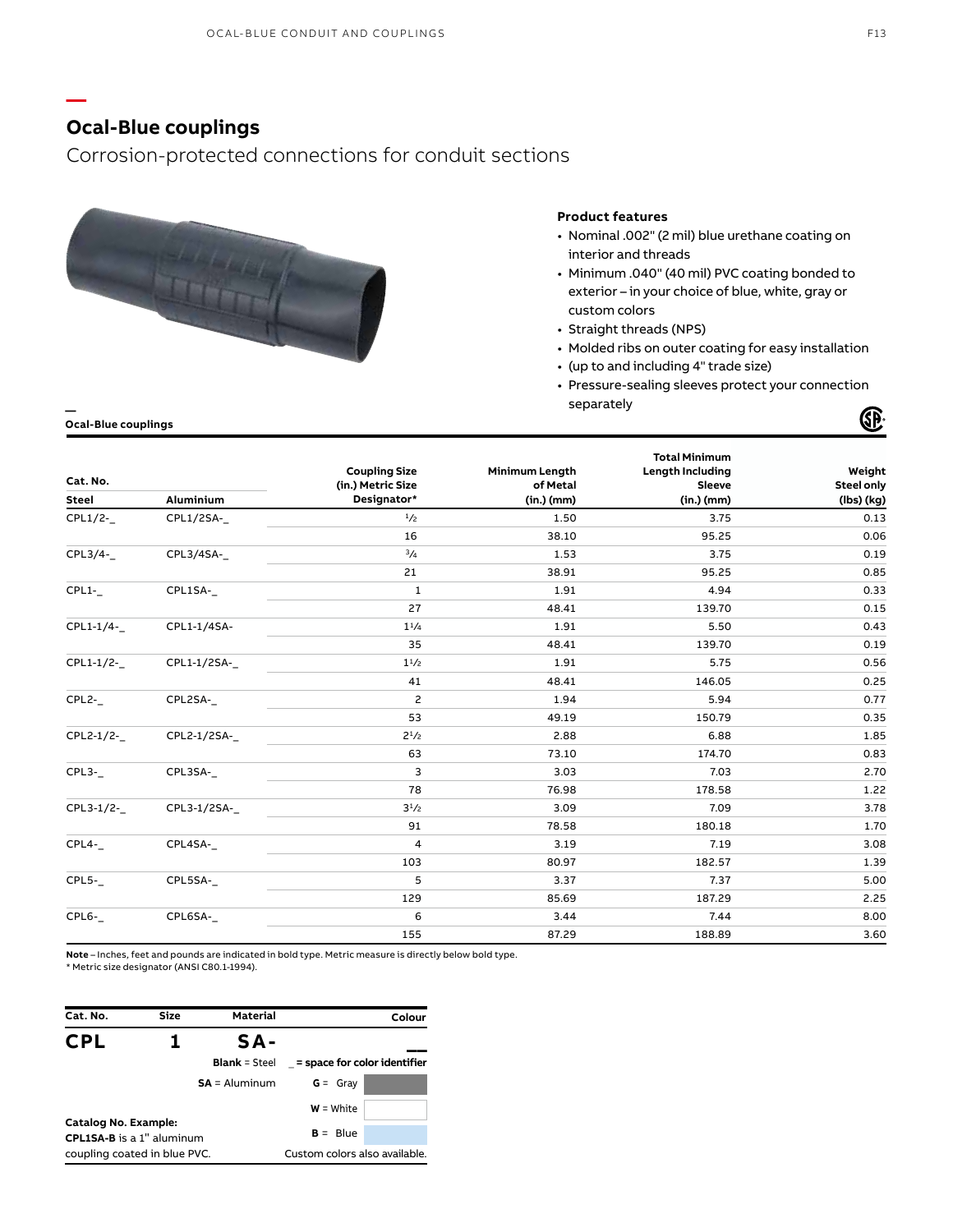## Ocal-Blue couplings

Corrosion-protected connections for conduit sections

**Product features**

- Nominal .002" (2 mil) blue urethane coating on interior and threads
- Minimum .040" (40 mil) PVC coating bonded to exterior – in your choice of blue, white, gray or custom colors
- Straight threads (NPS)
- Molded ribs on outer coating for easy installation
- (up to and including 4" trade size)
- Pressure-sealing sleeves protect your connection separately

**Ocal-Blue couplings**

| Cat. No. Steel | Cat. No. Aluminium | Coupling Size (in.) Metric Size Designator* | Minimum Length of Metal (in.) (mm) | Total Minimum Length Including Sleeve (in.) (mm) | Weight Steel only (lbs) (kg) |
|---|---|---|---|---|---|
| CPL1/2-_ | CPL1/2SA-_ | ½ | 1.50 | 3.75 | 0.13 |
| | | 16 | 38.10 | 95.25 | 0.06 |
| CPL3/4-_ | CPL3/4SA-_ | ¾ | 1.53 | 3.75 | 0.19 |
| | | 21 | 38.91 | 95.25 | 0.85 |
| CPL1-_ | CPL1SA-_ | 1 | 1.91 | 4.94 | 0.33 |
| | | 27 | 48.41 | 139.70 | 0.15 |
| CPL1-1/4-_ | CPL1-1/4SA- | 1¼ | 1.91 | 5.50 | 0.43 |
| | | 35 | 48.41 | 139.70 | 0.19 |
| CPL1-1/2-_ | CPL1-1/2SA-_ | 1½ | 1.91 | 5.75 | 0.56 |
| | | 41 | 48.41 | 146.05 | 0.25 |
| CPL2-_ | CPL2SA-_ | 2 | 1.94 | 5.94 | 0.77 |
| | | 53 | 49.19 | 150.79 | 0.35 |
| CPL2-1/2-_ | CPL2-1/2SA-_ | 2½ | 2.88 | 6.88 | 1.85 |
| | | 63 | 73.10 | 174.70 | 0.83 |
| CPL3-_ | CPL3SA-_ | 3 | 3.03 | 7.03 | 2.70 |
| | | 78 | 76.98 | 178.58 | 1.22 |
| CPL3-1/2-_ | CPL3-1/2SA-_ | 3½ | 3.09 | 7.09 | 3.78 |
| | | 91 | 78.58 | 180.18 | 1.70 |
| CPL4-_ | CPL4SA-_ | 4 | 3.19 | 7.19 | 3.08 |
| | | 103 | 80.97 | 182.57 | 1.39 |
| CPL5-_ | CPL5SA-_ | 5 | 3.37 | 7.37 | 5.00 |
| | | 129 | 85.69 | 187.29 | 2.25 |
| CPL6-_ | CPL6SA-_ | 6 | 3.44 | 7.44 | 8.00 |
| | | 155 | 87.29 | 188.89 | 3.60 |

**Note** – Inches, feet and pounds are indicated in bold type. Metric measure is directly below bold type.
* Metric size designator (ANSI C80.1-1994).

| Cat. No. | Size | Material | Colour |
|---|---|---|---|
| **CPL** | **1** | **SA-** | ___ |
| | | **Blank** = Steel | _ = space for color identifier |
| | | **SA** = Aluminum | **G** = Gray |
| | | | **W** = White |
| | | | **B** = Blue |
| | | | Custom colors also available. |

**Catalog No. Example:**
**CPL1SA-B** is a 1" aluminum coupling coated in blue PVC.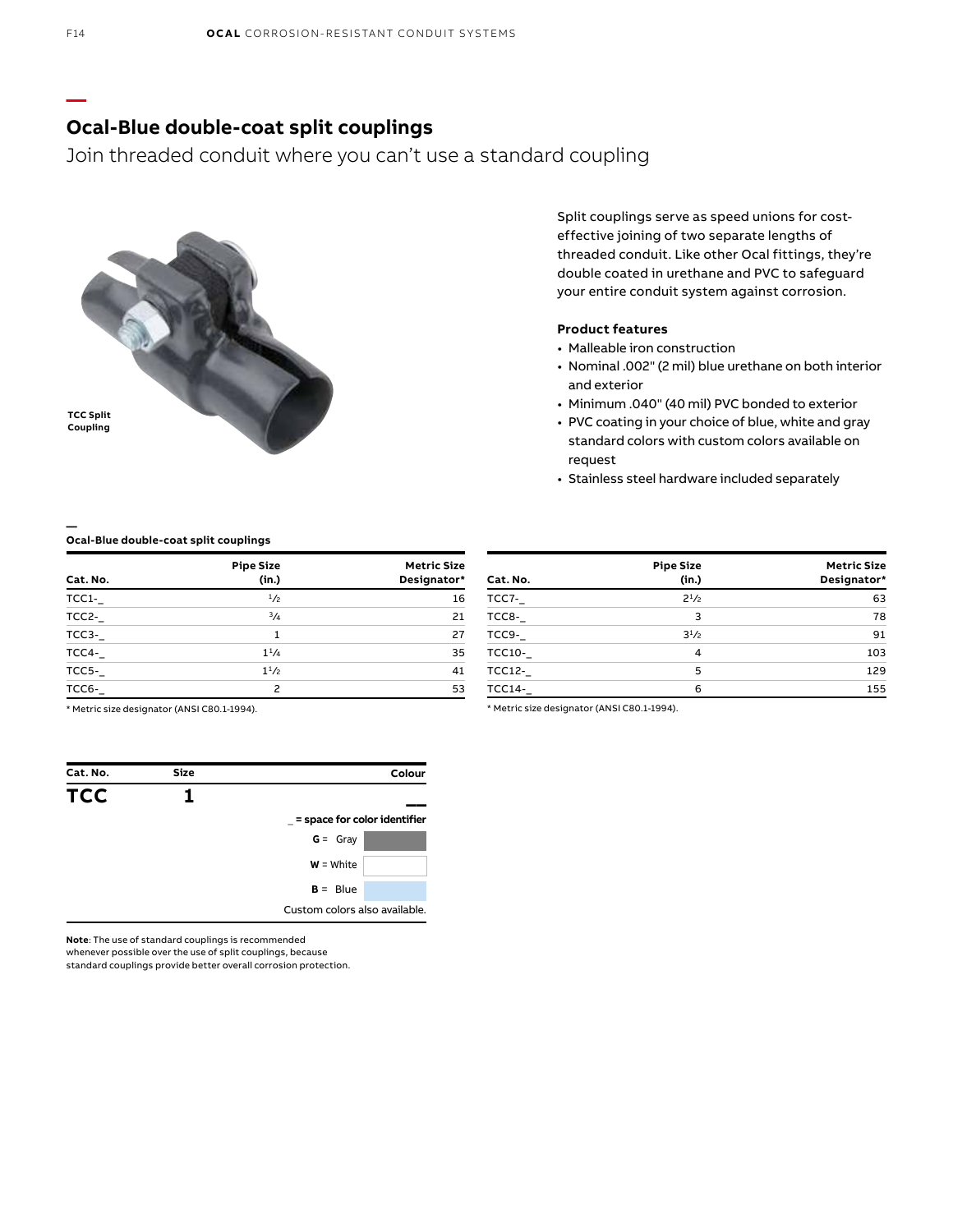## Ocal-Blue double-coat split couplings

Join threaded conduit where you can't use a standard coupling

TCC Split Coupling

Split couplings serve as speed unions for cost-effective joining of two separate lengths of threaded conduit. Like other Ocal fittings, they're double coated in urethane and PVC to safeguard your entire conduit system against corrosion.

**Product features**

- Malleable iron construction
- Nominal .002" (2 mil) blue urethane on both interior and exterior
- Minimum .040" (40 mil) PVC bonded to exterior
- PVC coating in your choice of blue, white and gray standard colors with custom colors available on request
- Stainless steel hardware included separately

**Ocal-Blue double-coat split couplings**

| Cat. No. | Pipe Size (in.) | Metric Size Designator* |
|---|---|---|
| TCC1-_ | 1/2 | 16 |
| TCC2-_ | 3/4 | 21 |
| TCC3-_ | 1 | 27 |
| TCC4-_ | 1 1/4 | 35 |
| TCC5-_ | 1 1/2 | 41 |
| TCC6-_ | 2 | 53 |
| TCC7-_ | 2 1/2 | 63 |
| TCC8-_ | 3 | 78 |
| TCC9-_ | 3 1/2 | 91 |
| TCC10-_ | 4 | 103 |
| TCC12-_ | 5 | 129 |
| TCC14-_ | 6 | 155 |

* Metric size designator (ANSI C80.1-1994).

| Cat. No. | Size | Colour |
|---|---|---|
| **TCC** | **1** | **__** |

_ = space for color identifier

- **G** = Gray
- **W** = White
- **B** = Blue

Custom colors also available.

**Note**: The use of standard couplings is recommended whenever possible over the use of split couplings, because standard couplings provide better overall corrosion protection.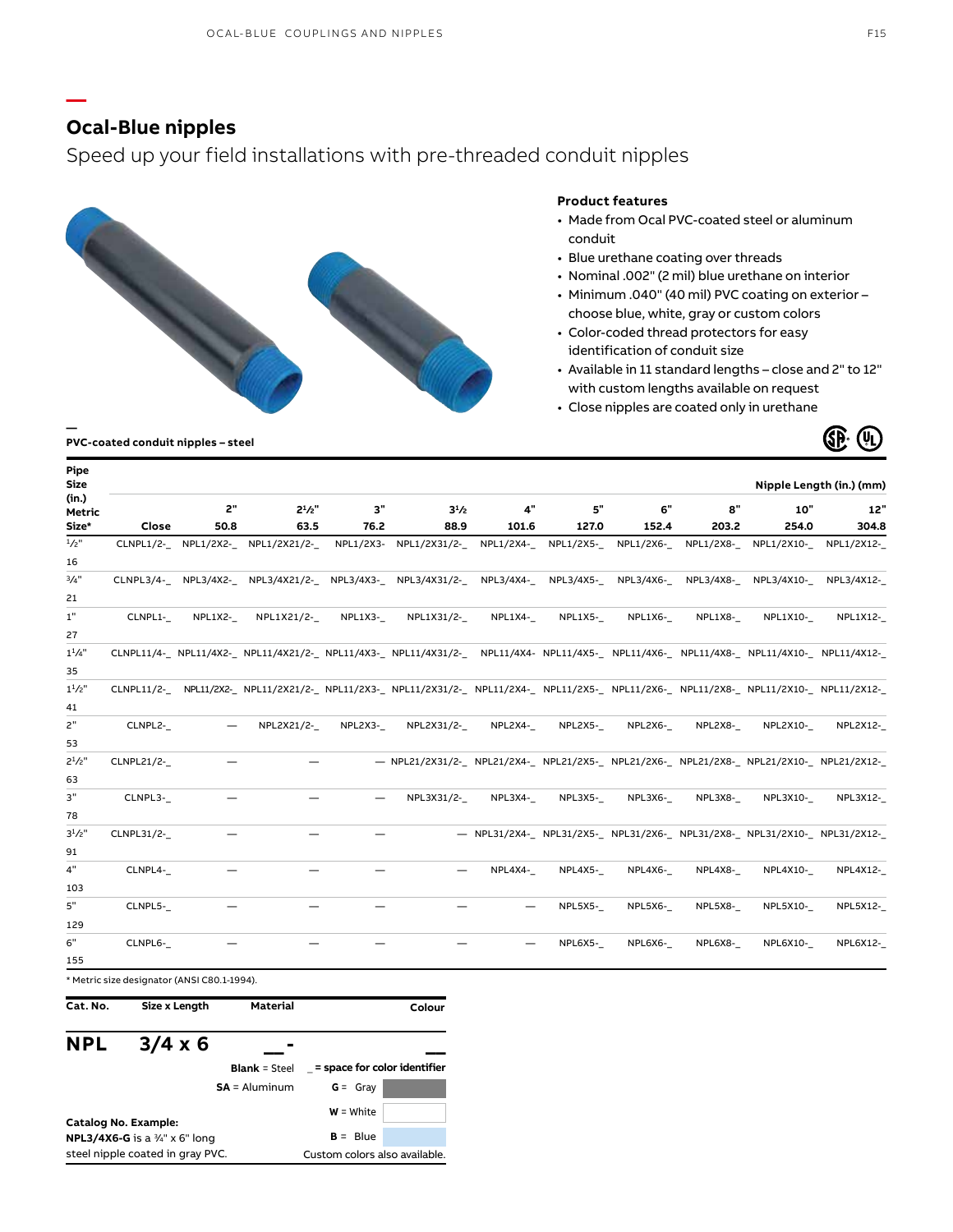## Ocal-Blue nipples

Speed up your field installations with pre-threaded conduit nipples

**Product features**

- Made from Ocal PVC-coated steel or aluminum conduit
- Blue urethane coating over threads
- Nominal .002" (2 mil) blue urethane on interior
- Minimum .040" (40 mil) PVC coating on exterior – choose blue, white, gray or custom colors
- Color-coded thread protectors for easy identification of conduit size
- Available in 11 standard lengths – close and 2" to 12" with custom lengths available on request
- Close nipples are coated only in urethane

**PVC-coated conduit nipples – steel**

| Pipe Size (in.) Metric Size* | Nipple Length (in.) (mm) | | | | | | | | | | |
|---|---|---|---|---|---|---|---|---|---|---|---|
| | Close | 2" 50.8 | 2½" 63.5 | 3" 76.2 | 3½ 88.9 | 4" 101.6 | 5" 127.0 | 6" 152.4 | 8" 203.2 | 10" 254.0 | 12" 304.8 |
| ½" 16 | CLNPL1/2-_ | NPL1/2X2-_ | NPL1/2X21/2-_ | NPL1/2X3- | NPL1/2X31/2-_ | NPL1/2X4-_ | NPL1/2X5-_ | NPL1/2X6-_ | NPL1/2X8-_ | NPL1/2X10-_ | NPL1/2X12-_ |
| ¾" 21 | CLNPL3/4-_ | NPL3/4X2-_ | NPL3/4X21/2-_ | NPL3/4X3-_ | NPL3/4X31/2-_ | NPL3/4X4-_ | NPL3/4X5-_ | NPL3/4X6-_ | NPL3/4X8-_ | NPL3/4X10-_ | NPL3/4X12-_ |
| 1" 27 | CLNPL1-_ | NPL1X2-_ | NPL1X21/2-_ | NPL1X3-_ | NPL1X31/2-_ | NPL1X4-_ | NPL1X5-_ | NPL1X6-_ | NPL1X8-_ | NPL1X10-_ | NPL1X12-_ |
| 1¼" 35 | CLNPL11/4-_ | NPL11/4X2-_ | NPL11/4X21/2-_ | NPL11/4X3-_ | NPL11/4X31/2-_ | NPL11/4X4- | NPL11/4X5-_ | NPL11/4X6-_ | NPL11/4X8-_ | NPL11/4X10-_ | NPL11/4X12-_ |
| 1½" 41 | CLNPL11/2-_ | NPL11/2X2-_ | NPL11/2X21/2-_ | NPL11/2X3-_ | NPL11/2X31/2-_ | NPL11/2X4-_ | NPL11/2X5-_ | NPL11/2X6-_ | NPL11/2X8-_ | NPL11/2X10-_ | NPL11/2X12-_ |
| 2" 53 | CLNPL2-_ | — | NPL2X21/2-_ | NPL2X3-_ | NPL2X31/2-_ | NPL2X4-_ | NPL2X5-_ | NPL2X6-_ | NPL2X8-_ | NPL2X10-_ | NPL2X12-_ |
| 2½" 63 | CLNPL21/2-_ | — | — | — | NPL21/2X31/2-_ | NPL21/2X4-_ | NPL21/2X5-_ | NPL21/2X6-_ | NPL21/2X8-_ | NPL21/2X10-_ | NPL21/2X12-_ |
| 3" 78 | CLNPL3-_ | — | — | — | NPL3X31/2-_ | NPL3X4-_ | NPL3X5-_ | NPL3X6-_ | NPL3X8-_ | NPL3X10-_ | NPL3X12-_ |
| 3½" 91 | CLNPL31/2-_ | — | — | — | — | NPL31/2X4-_ | NPL31/2X5-_ | NPL31/2X6-_ | NPL31/2X8-_ | NPL31/2X10-_ | NPL31/2X12-_ |
| 4" 103 | CLNPL4-_ | — | — | — | — | NPL4X4-_ | NPL4X5-_ | NPL4X6-_ | NPL4X8-_ | NPL4X10-_ | NPL4X12-_ |
| 5" 129 | CLNPL5-_ | — | — | — | — | — | NPL5X5-_ | NPL5X6-_ | NPL5X8-_ | NPL5X10-_ | NPL5X12-_ |
| 6" 155 | CLNPL6-_ | — | — | — | — | — | NPL6X5-_ | NPL6X6-_ | NPL6X8-_ | NPL6X10-_ | NPL6X12-_ |

* Metric size designator (ANSI C80.1-1994).

| Cat. No. | Size x Length | Material | Colour |
|---|---|---|---|
| **NPL** | **3/4 x 6** | **__ -** | **__** |
| | | **Blank** = Steel | _ = space for color identifier |
| | | **SA** = Aluminum | **G** = Gray |
| | | | **W** = White |
| | | | **B** = Blue |
| | | | Custom colors also available. |

**Catalog No. Example:**
**NPL3/4X6-G** is a ¾" x 6" long steel nipple coated in gray PVC.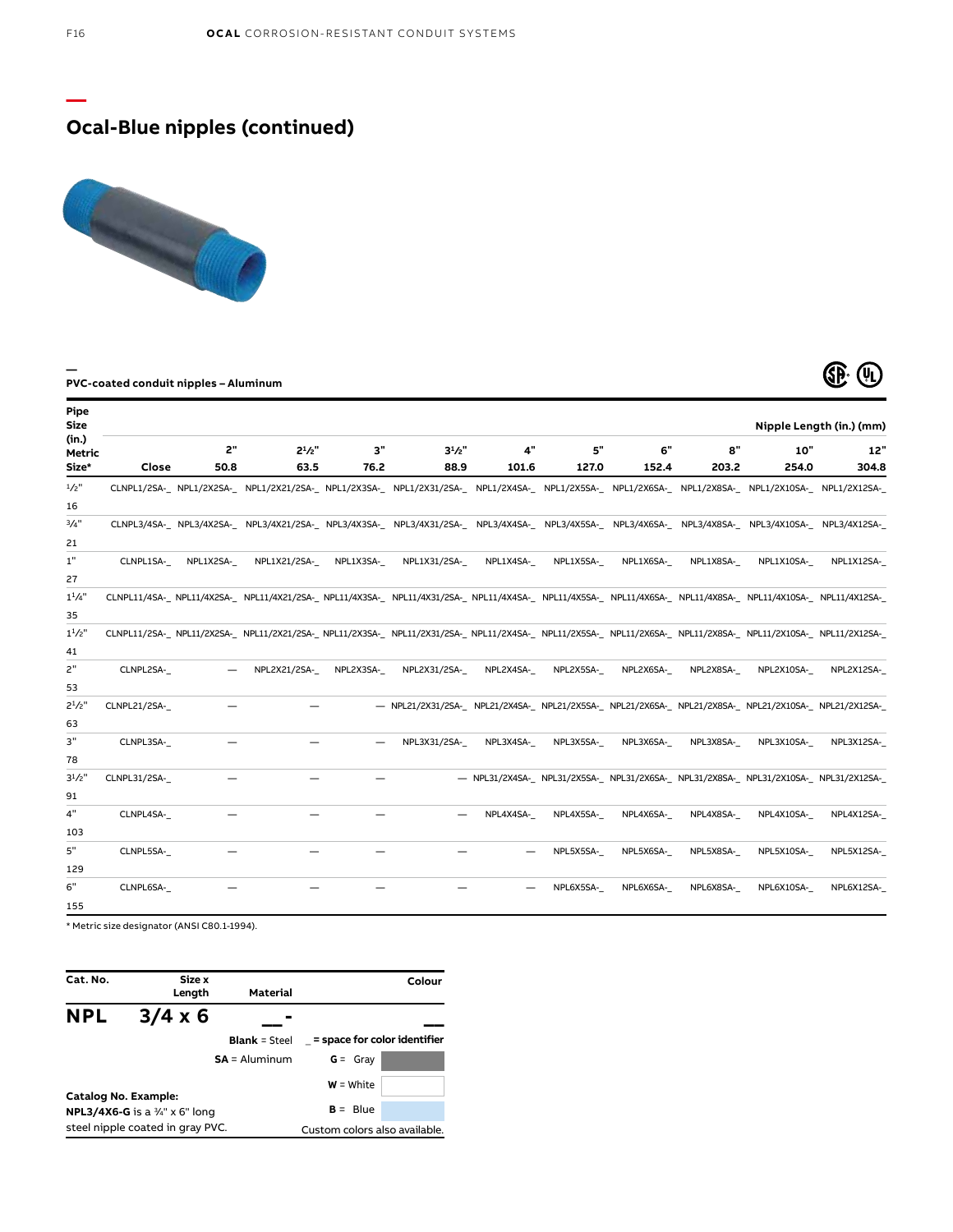## Ocal-Blue nipples (continued)

**PVC-coated conduit nipples – Aluminum**

| Pipe Size (in.) Metric Size* | Close | 2" 50.8 | 2½" 63.5 | 3" 76.2 | 3½" 88.9 | 4" 101.6 | 5" 127.0 | 6" 152.4 | 8" 203.2 | 10" 254.0 | 12" 304.8 |
|---|---|---|---|---|---|---|---|---|---|---|---|
| | | | | | | | | | | Nipple Length (in.) (mm) | |
| ½" 16 | CLNPL1/2SA-_ | NPL1/2X2SA-_ | NPL1/2X21/2SA-_ | NPL1/2X3SA-_ | NPL1/2X31/2SA-_ | NPL1/2X4SA-_ | NPL1/2X5SA-_ | NPL1/2X6SA-_ | NPL1/2X8SA-_ | NPL1/2X10SA-_ | NPL1/2X12SA-_ |
| ¾" 21 | CLNPL3/4SA-_ | NPL3/4X2SA-_ | NPL3/4X21/2SA-_ | NPL3/4X3SA-_ | NPL3/4X31/2SA-_ | NPL3/4X4SA-_ | NPL3/4X5SA-_ | NPL3/4X6SA-_ | NPL3/4X8SA-_ | NPL3/4X10SA-_ | NPL3/4X12SA-_ |
| 1" 27 | CLNPL1SA-_ | NPL1X2SA-_ | NPL1X21/2SA-_ | NPL1X3SA-_ | NPL1X31/2SA-_ | NPL1X4SA-_ | NPL1X5SA-_ | NPL1X6SA-_ | NPL1X8SA-_ | NPL1X10SA-_ | NPL1X12SA-_ |
| 1¼" 35 | CLNPL11/4SA-_ | NPL11/4X2SA-_ | NPL11/4X21/2SA-_ | NPL11/4X3SA-_ | NPL11/4X31/2SA-_ | NPL11/4X4SA-_ | NPL11/4X5SA-_ | NPL11/4X6SA-_ | NPL11/4X8SA-_ | NPL11/4X10SA-_ | NPL11/4X12SA-_ |
| 1½" 41 | CLNPL11/2SA-_ | NPL11/2X2SA-_ | NPL11/2X21/2SA-_ | NPL11/2X3SA-_ | NPL11/2X31/2SA-_ | NPL11/2X4SA-_ | NPL11/2X5SA-_ | NPL11/2X6SA-_ | NPL11/2X8SA-_ | NPL11/2X10SA-_ | NPL11/2X12SA-_ |
| 2" 53 | CLNPL2SA-_ | — | NPL2X21/2SA-_ | NPL2X3SA-_ | NPL2X31/2SA-_ | NPL2X4SA-_ | NPL2X5SA-_ | NPL2X6SA-_ | NPL2X8SA-_ | NPL2X10SA-_ | NPL2X12SA-_ |
| 2½" 63 | CLNPL21/2SA-_ | — | — | — | NPL21/2X31/2SA-_ | NPL21/2X4SA-_ | NPL21/2X5SA-_ | NPL21/2X6SA-_ | NPL21/2X8SA-_ | NPL21/2X10SA-_ | NPL21/2X12SA-_ |
| 3" 78 | CLNPL3SA-_ | — | — | — | NPL3X31/2SA-_ | NPL3X4SA-_ | NPL3X5SA-_ | NPL3X6SA-_ | NPL3X8SA-_ | NPL3X10SA-_ | NPL3X12SA-_ |
| 3½" 91 | CLNPL31/2SA-_ | — | — | — | — | NPL31/2X4SA-_ | NPL31/2X5SA-_ | NPL31/2X6SA-_ | NPL31/2X8SA-_ | NPL31/2X10SA-_ | NPL31/2X12SA-_ |
| 4" 103 | CLNPL4SA-_ | — | — | — | — | NPL4X4SA-_ | NPL4X5SA-_ | NPL4X6SA-_ | NPL4X8SA-_ | NPL4X10SA-_ | NPL4X12SA-_ |
| 5" 129 | CLNPL5SA-_ | — | — | — | — | — | NPL5X5SA-_ | NPL5X6SA-_ | NPL5X8SA-_ | NPL5X10SA-_ | NPL5X12SA-_ |
| 6" 155 | CLNPL6SA-_ | — | — | — | — | — | NPL6X5SA-_ | NPL6X6SA-_ | NPL6X8SA-_ | NPL6X10SA-_ | NPL6X12SA-_ |

\* Metric size designator (ANSI C80.1-1994).

| Cat. No. | Size x Length | Material | Colour |
|---|---|---|---|
| **NPL** | **3/4 x 6** | **__-** | **__** |
| | | **Blank** = Steel | _ = **space for color identifier** |
| | | **SA** = Aluminum | **G** = Gray |
| | | | **W** = White |
| | | | **B** = Blue |

**Catalog No. Example:**
**NPL3/4X6-G** is a ¾" x 6" long steel nipple coated in gray PVC.

Custom colors also available.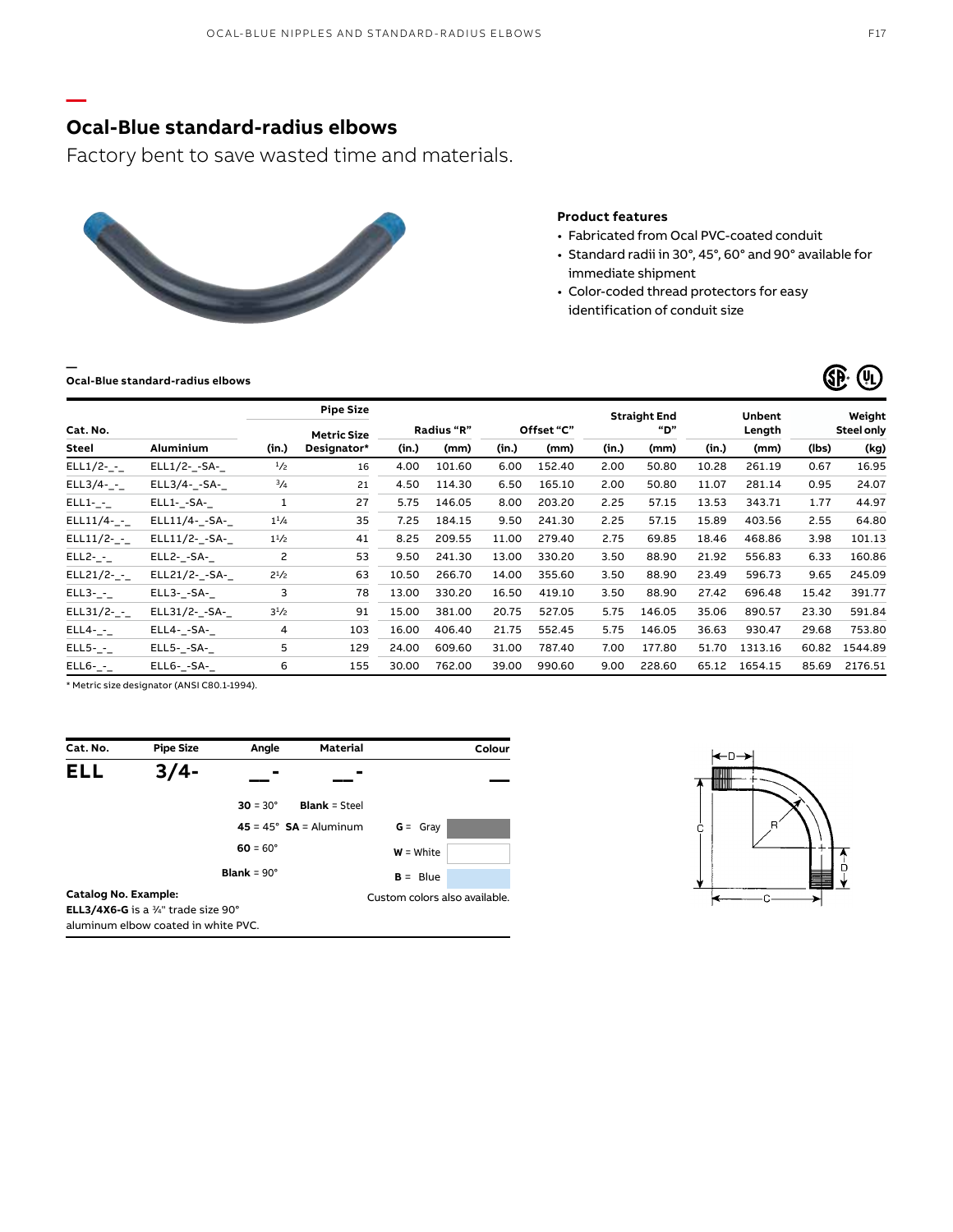## Ocal-Blue standard-radius elbows

Factory bent to save wasted time and materials.

**Product features**

- Fabricated from Ocal PVC-coated conduit
- Standard radii in 30°, 45°, 60° and 90° available for immediate shipment
- Color-coded thread protectors for easy identification of conduit size

**Ocal-Blue standard-radius elbows**

| Cat. No. | | Pipe Size | | Radius "R" | | Offset "C" | | Straight End "D" | | Unbent Length | | Weight Steel only | |
|---|---|---|---|---|---|---|---|---|---|---|---|---|---|
| Steel | Aluminium | (in.) | Metric Size Designator* | (in.) | (mm) | (in.) | (mm) | (in.) | (mm) | (in.) | (mm) | (lbs) | (kg) |
| ELL1/2-_-_ | ELL1/2-_-SA-_ | ½ | 16 | 4.00 | 101.60 | 6.00 | 152.40 | 2.00 | 50.80 | 10.28 | 261.19 | 0.67 | 16.95 |
| ELL3/4-_-_ | ELL3/4-_-SA-_ | ¾ | 21 | 4.50 | 114.30 | 6.50 | 165.10 | 2.00 | 50.80 | 11.07 | 281.14 | 0.95 | 24.07 |
| ELL1-_-_ | ELL1-_-SA-_ | 1 | 27 | 5.75 | 146.05 | 8.00 | 203.20 | 2.25 | 57.15 | 13.53 | 343.71 | 1.77 | 44.97 |
| ELL11/4-_-_ | ELL11/4-_-SA-_ | 1¼ | 35 | 7.25 | 184.15 | 9.50 | 241.30 | 2.25 | 57.15 | 15.89 | 403.56 | 2.55 | 64.80 |
| ELL11/2-_-_ | ELL11/2-_-SA-_ | 1½ | 41 | 8.25 | 209.55 | 11.00 | 279.40 | 2.75 | 69.85 | 18.46 | 468.86 | 3.98 | 101.13 |
| ELL2-_-_ | ELL2-_-SA-_ | 2 | 53 | 9.50 | 241.30 | 13.00 | 330.20 | 3.50 | 88.90 | 21.92 | 556.83 | 6.33 | 160.86 |
| ELL21/2-_-_ | ELL21/2-_-SA-_ | 2½ | 63 | 10.50 | 266.70 | 14.00 | 355.60 | 3.50 | 88.90 | 23.49 | 596.73 | 9.65 | 245.09 |
| ELL3-_-_ | ELL3-_-SA-_ | 3 | 78 | 13.00 | 330.20 | 16.50 | 419.10 | 3.50 | 88.90 | 27.42 | 696.48 | 15.42 | 391.77 |
| ELL31/2-_-_ | ELL31/2-_-SA-_ | 3½ | 91 | 15.00 | 381.00 | 20.75 | 527.05 | 5.75 | 146.05 | 35.06 | 890.57 | 23.30 | 591.84 |
| ELL4-_-_ | ELL4-_-SA-_ | 4 | 103 | 16.00 | 406.40 | 21.75 | 552.45 | 5.75 | 146.05 | 36.63 | 930.47 | 29.68 | 753.80 |
| ELL5-_-_ | ELL5-_-SA-_ | 5 | 129 | 24.00 | 609.60 | 31.00 | 787.40 | 7.00 | 177.80 | 51.70 | 1313.16 | 60.82 | 1544.89 |
| ELL6-_-_ | ELL6-_-SA-_ | 6 | 155 | 30.00 | 762.00 | 39.00 | 990.60 | 9.00 | 228.60 | 65.12 | 1654.15 | 85.69 | 2176.51 |

\* Metric size designator (ANSI C80.1-1994).

| Cat. No. | Pipe Size | Angle | Material | Colour |
|---|---|---|---|---|
| **ELL** | **3/4-** | __- | __- | __ |
| | | **30** = 30° | **Blank** = Steel | |
| | | **45** = 45° | **SA** = Aluminum | **G** = Gray |
| | | **60** = 60° | | **W** = White |
| | | **Blank** = 90° | | **B** = Blue |

**Catalog No. Example:**
**ELL3/4X6-G** is a ¾" trade size 90° aluminum elbow coated in white PVC.

Custom colors also available.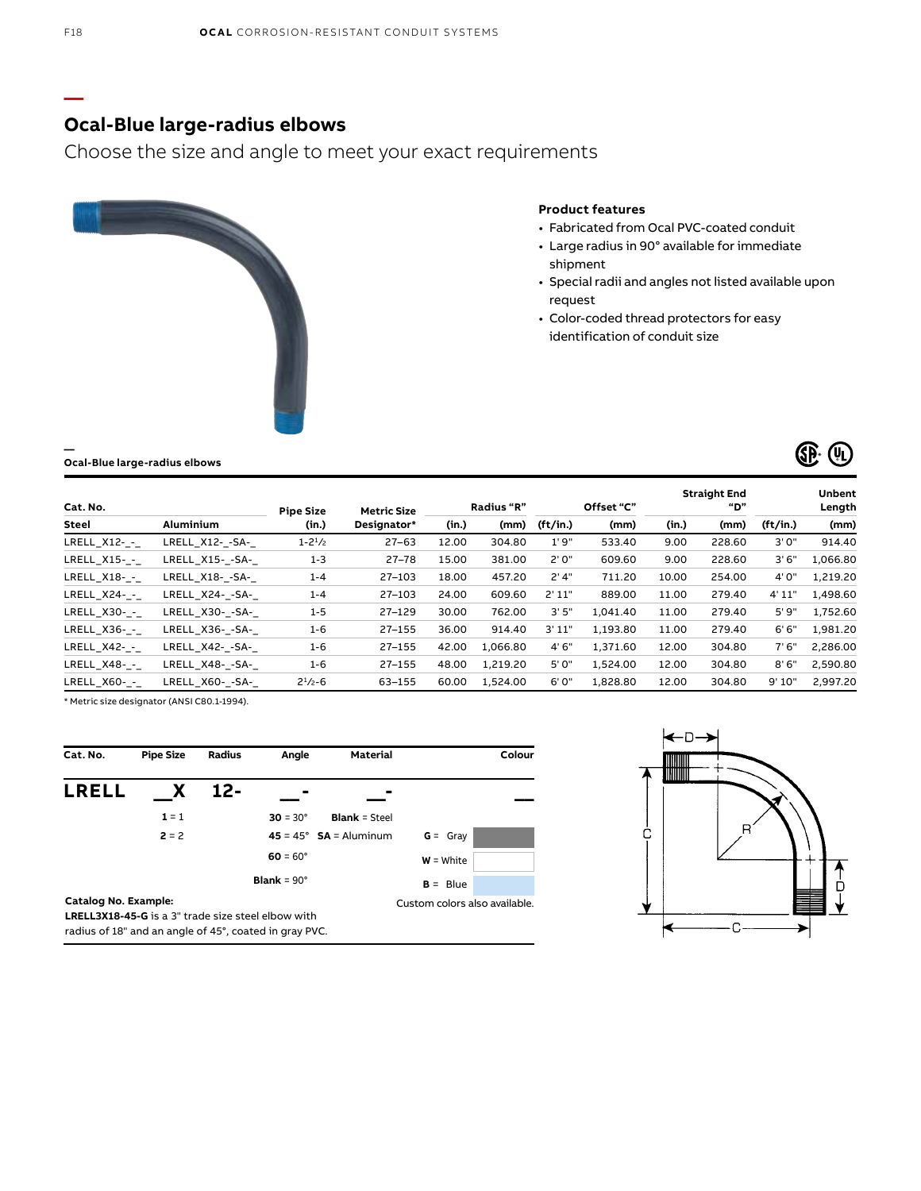## Ocal-Blue large-radius elbows

Choose the size and angle to meet your exact requirements

**Product features**

- Fabricated from Ocal PVC-coated conduit
- Large radius in 90° available for immediate shipment
- Special radii and angles not listed available upon request
- Color-coded thread protectors for easy identification of conduit size

**Ocal-Blue large-radius elbows**

| Cat. No. | | Pipe Size | Metric Size | Radius "R" | | Offset "C" | | Straight End "D" | | Unbent Length | |
|---|---|---|---|---|---|---|---|---|---|---|---|
| Steel | Aluminium | (in.) | Designator* | (in.) | (mm) | (ft/in.) | (mm) | (in.) | (mm) | (ft/in.) | (mm) |
| LRELL_X12-_-_ | LRELL_X12-_-SA-_ | 1-2½ | 27–63 | 12.00 | 304.80 | 1' 9" | 533.40 | 9.00 | 228.60 | 3' 0" | 914.40 |
| LRELL_X15-_-_ | LRELL_X15-_-SA-_ | 1-3 | 27–78 | 15.00 | 381.00 | 2' 0" | 609.60 | 9.00 | 228.60 | 3' 6" | 1,066.80 |
| LRELL_X18-_-_ | LRELL_X18-_-SA-_ | 1-4 | 27–103 | 18.00 | 457.20 | 2' 4" | 711.20 | 10.00 | 254.00 | 4' 0" | 1,219.20 |
| LRELL_X24-_-_ | LRELL_X24-_-SA-_ | 1-4 | 27–103 | 24.00 | 609.60 | 2' 11" | 889.00 | 11.00 | 279.40 | 4' 11" | 1,498.60 |
| LRELL_X30-_-_ | LRELL_X30-_-SA-_ | 1-5 | 27–129 | 30.00 | 762.00 | 3' 5" | 1,041.40 | 11.00 | 279.40 | 5' 9" | 1,752.60 |
| LRELL_X36-_-_ | LRELL_X36-_-SA-_ | 1-6 | 27–155 | 36.00 | 914.40 | 3' 11" | 1,193.80 | 11.00 | 279.40 | 6' 6" | 1,981.20 |
| LRELL_X42-_-_ | LRELL_X42-_-SA-_ | 1-6 | 27–155 | 42.00 | 1,066.80 | 4' 6" | 1,371.60 | 12.00 | 304.80 | 7' 6" | 2,286.00 |
| LRELL_X48-_-_ | LRELL_X48-_-SA-_ | 1-6 | 27–155 | 48.00 | 1,219.20 | 5' 0" | 1,524.00 | 12.00 | 304.80 | 8' 6" | 2,590.80 |
| LRELL_X60-_-_ | LRELL_X60-_-SA-_ | 2½-6 | 63–155 | 60.00 | 1,524.00 | 6' 0" | 1,828.80 | 12.00 | 304.80 | 9' 10" | 2,997.20 |

\* Metric size designator (ANSI C80.1-1994).

| Cat. No. | Pipe Size | Radius | Angle | Material | Colour |
|---|---|---|---|---|---|
| **LRELL** | **_X** | **12-** | **_-** | **_-** | **_** |
| | **1** = 1 | | **30** = 30° | **Blank** = Steel | |
| | **2** = 2 | | **45** = 45° | **SA** = Aluminum | **G** = Gray |
| | | | **60** = 60° | | **W** = White |
| | | | **Blank** = 90° | | **B** = Blue |

Custom colors also available.

**Catalog No. Example:**
**LRELL3X18-45-G** is a 3" trade size steel elbow with radius of 18" and an angle of 45°, coated in gray PVC.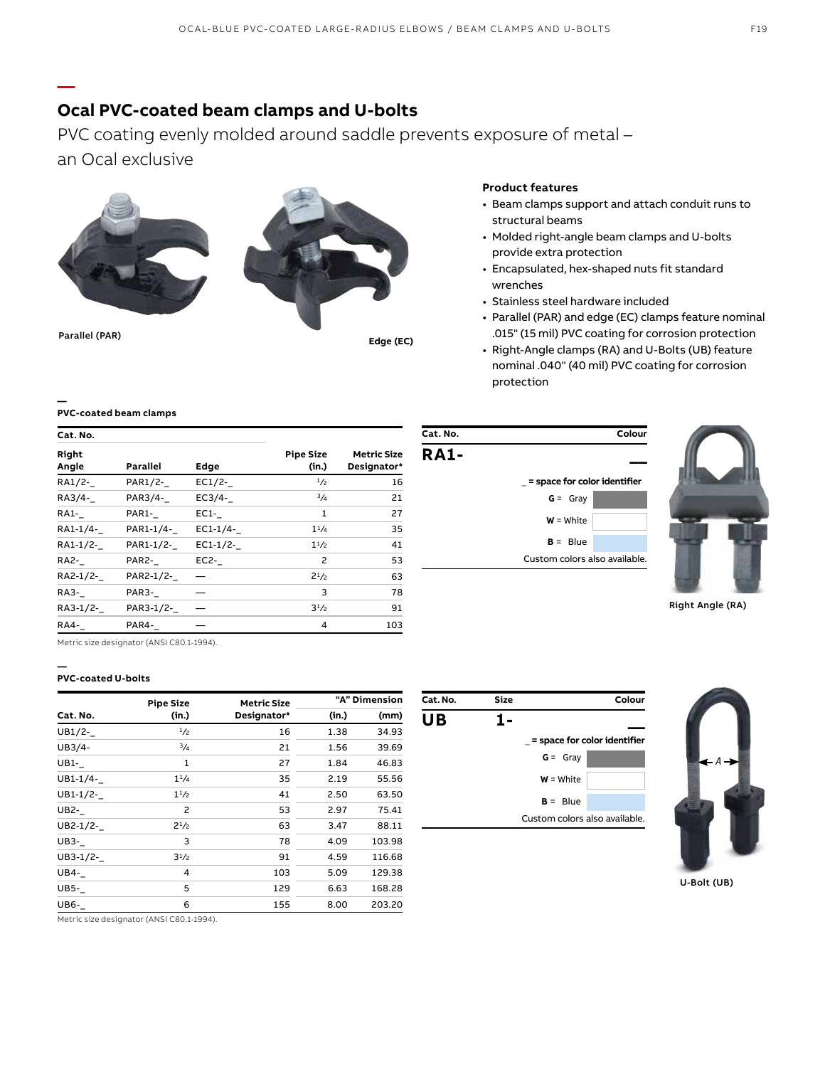## Ocal PVC-coated beam clamps and U-bolts

PVC coating evenly molded around saddle prevents exposure of metal – an Ocal exclusive

Parallel (PAR)

Edge (EC)

**Product features**

- Beam clamps support and attach conduit runs to structural beams
- Molded right-angle beam clamps and U-bolts provide extra protection
- Encapsulated, hex-shaped nuts fit standard wrenches
- Stainless steel hardware included
- Parallel (PAR) and edge (EC) clamps feature nominal .015" (15 mil) PVC coating for corrosion protection
- Right-Angle clamps (RA) and U-Bolts (UB) feature nominal .040" (40 mil) PVC coating for corrosion protection

### PVC-coated beam clamps

| Cat. No. | | | | |
|---|---|---|---|---|
| Right Angle | Parallel | Edge | Pipe Size (in.) | Metric Size Designator* |
| RA1/2-_ | PAR1/2-_ | EC1/2-_ | 1/2 | 16 |
| RA3/4-_ | PAR3/4-_ | EC3/4-_ | 3/4 | 21 |
| RA1-_ | PAR1-_ | EC1-_ | 1 | 27 |
| RA1-1/4-_ | PAR1-1/4-_ | EC1-1/4-_ | 1 1/4 | 35 |
| RA1-1/2-_ | PAR1-1/2-_ | EC1-1/2-_ | 1 1/2 | 41 |
| RA2-_ | PAR2-_ | EC2-_ | 2 | 53 |
| RA2-1/2-_ | PAR2-1/2-_ | — | 2 1/2 | 63 |
| RA3-_ | PAR3-_ | — | 3 | 78 |
| RA3-1/2-_ | PAR3-1/2-_ | — | 3 1/2 | 91 |
| RA4-_ | PAR4-_ | — | 4 | 103 |

Metric size designator (ANSI C80.1-1994).

| Cat. No. | Colour |
|---|---|
| **RA1-** | ___ |

_ = space for color identifier

**G** = Gray

**W** = White

**B** = Blue

Custom colors also available.

Right Angle (RA)

### PVC-coated U-bolts

| Cat. No. | Pipe Size (in.) | Metric Size Designator* | "A" Dimension (in.) | "A" Dimension (mm) |
|---|---|---|---|---|
| UB1/2-_ | 1/2 | 16 | 1.38 | 34.93 |
| UB3/4- | 3/4 | 21 | 1.56 | 39.69 |
| UB1-_ | 1 | 27 | 1.84 | 46.83 |
| UB1-1/4-_ | 1 1/4 | 35 | 2.19 | 55.56 |
| UB1-1/2-_ | 1 1/2 | 41 | 2.50 | 63.50 |
| UB2-_ | 2 | 53 | 2.97 | 75.41 |
| UB2-1/2-_ | 2 1/2 | 63 | 3.47 | 88.11 |
| UB3-_ | 3 | 78 | 4.09 | 103.98 |
| UB3-1/2-_ | 3 1/2 | 91 | 4.59 | 116.68 |
| UB4-_ | 4 | 103 | 5.09 | 129.38 |
| UB5-_ | 5 | 129 | 6.63 | 168.28 |
| UB6-_ | 6 | 155 | 8.00 | 203.20 |

Metric size designator (ANSI C80.1-1994).

| Cat. No. | Size | Colour |
|---|---|---|
| **UB** | **1-** | ___ |

_ = space for color identifier

**G** = Gray

**W** = White

**B** = Blue

Custom colors also available.

U-Bolt (UB)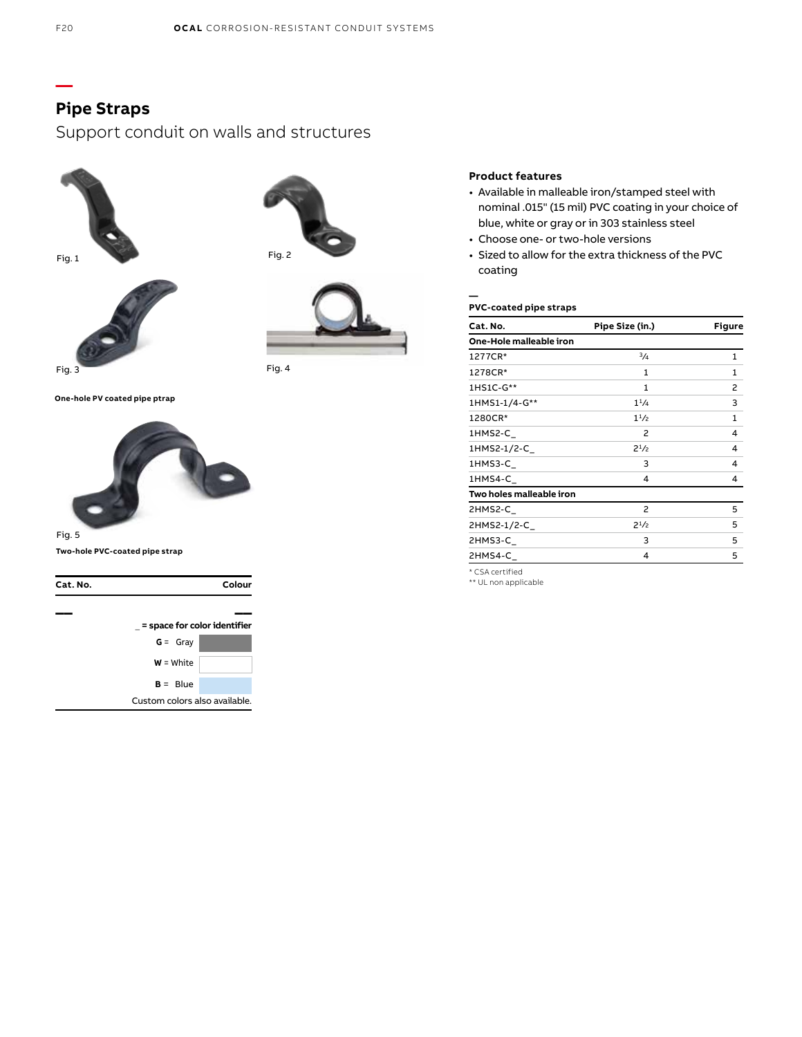## Pipe Straps

Support conduit on walls and structures

Fig. 1

Fig. 2

Fig. 3

Fig. 4

**One-hole PV coated pipe ptrap**

Fig. 5

**Two-hole PVC-coated pipe strap**

| Cat. No. | Colour |
|---|---|
| _ = space for color identifier | |
| **G** = Gray | |
| **W** = White | |
| **B** = Blue | |
| Custom colors also available. | |

### Product features

- Available in malleable iron/stamped steel with nominal .015" (15 mil) PVC coating in your choice of blue, white or gray or in 303 stainless steel
- Choose one- or two-hole versions
- Sized to allow for the extra thickness of the PVC coating

**PVC-coated pipe straps**

| Cat. No. | Pipe Size (in.) | Figure |
|---|---|---|
| **One-Hole malleable iron** | | |
| 1277CR* | 3/4 | 1 |
| 1278CR* | 1 | 1 |
| 1HS1C-G** | 1 | 2 |
| 1HMS1-1/4-G** | 1 1/4 | 3 |
| 1280CR* | 1 1/2 | 1 |
| 1HMS2-C_ | 2 | 4 |
| 1HMS2-1/2-C_ | 2 1/2 | 4 |
| 1HMS3-C_ | 3 | 4 |
| 1HMS4-C_ | 4 | 4 |
| **Two holes malleable iron** | | |
| 2HMS2-C_ | 2 | 5 |
| 2HMS2-1/2-C_ | 2 1/2 | 5 |
| 2HMS3-C_ | 3 | 5 |
| 2HMS4-C_ | 4 | 5 |

\* CSA certified

\** UL non applicable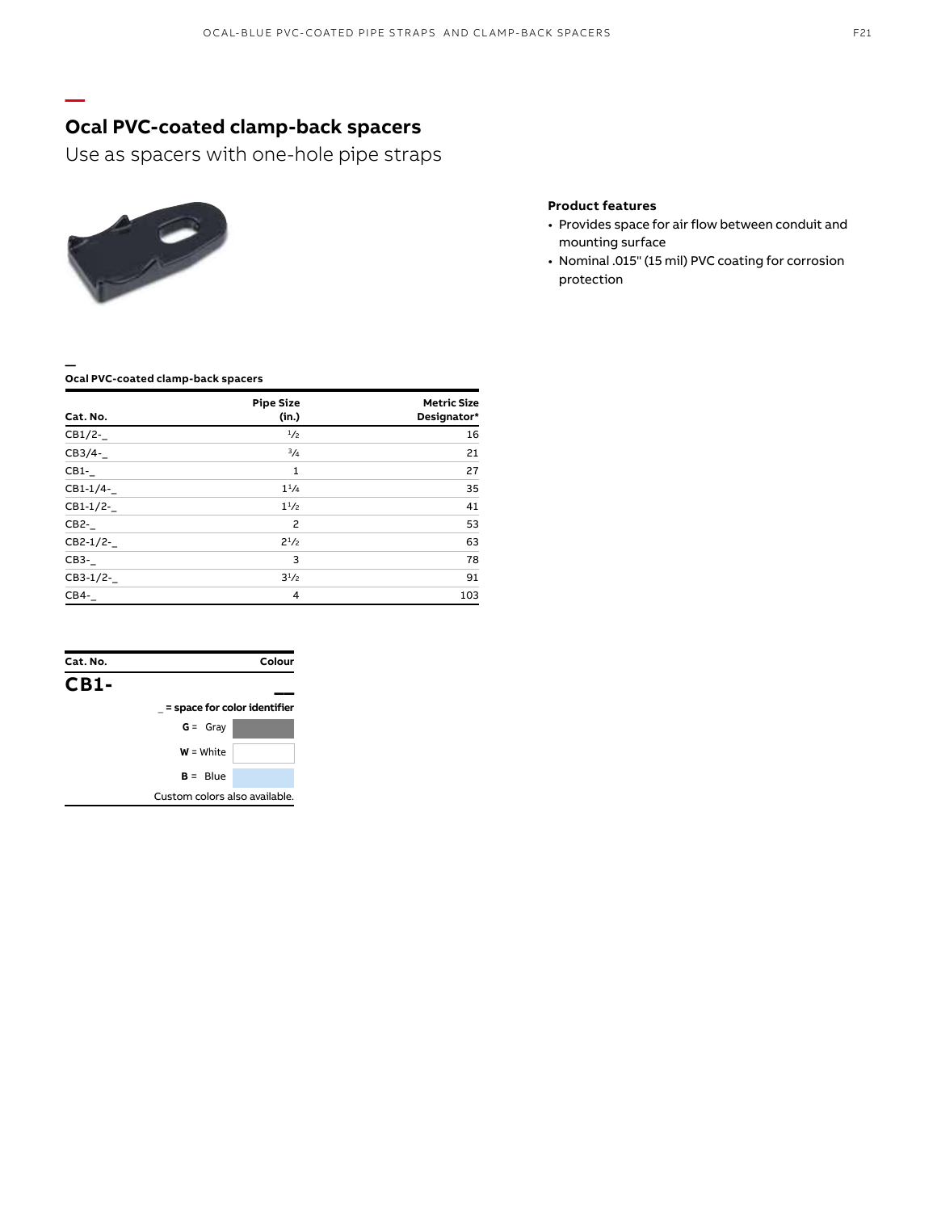## Ocal PVC-coated clamp-back spacers

Use as spacers with one-hole pipe straps

**Product features**

- Provides space for air flow between conduit and mounting surface
- Nominal .015" (15 mil) PVC coating for corrosion protection

**Ocal PVC-coated clamp-back spacers**

| Cat. No. | Pipe Size (in.) | Metric Size Designator* |
|---|---|---|
| CB1/2-_ | 1/2 | 16 |
| CB3/4-_ | 3/4 | 21 |
| CB1-_ | 1 | 27 |
| CB1-1/4-_ | 1 1/4 | 35 |
| CB1-1/2-_ | 1 1/2 | 41 |
| CB2-_ | 2 | 53 |
| CB2-1/2-_ | 2 1/2 | 63 |
| CB3-_ | 3 | 78 |
| CB3-1/2-_ | 3 1/2 | 91 |
| CB4-_ | 4 | 103 |

| Cat. No. | Colour |
|---|---|
| **CB1-** | ___ |

_ = space for color identifier

**G** = Gray

**W** = White

**B** = Blue

Custom colors also available.